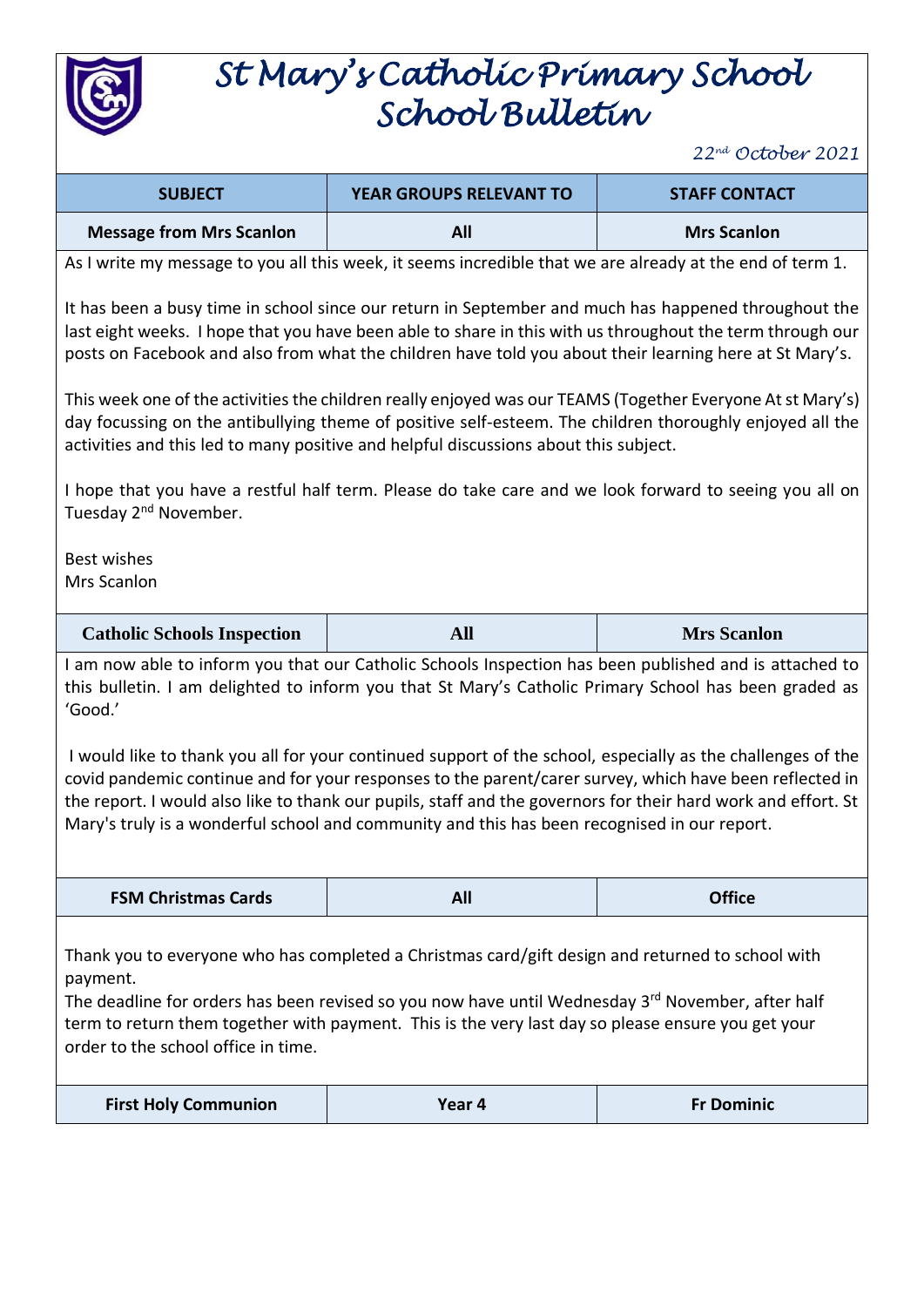# St Mary's Catholic Primary School
# School Bulletin

*22[nd] October 2021*

| SUBJECT | YEAR GROUPS RELEVANT TO | STAFF CONTACT |
|---|---|---|
| Message from Mrs Scanlon | All | Mrs Scanlon |

As I write my message to you all this week, it seems incredible that we are already at the end of term 1.

It has been a busy time in school since our return in September and much has happened throughout the last eight weeks. I hope that you have been able to share in this with us throughout the term through our posts on Facebook and also from what the children have told you about their learning here at St Mary's.

This week one of the activities the children really enjoyed was our TEAMS (Together Everyone At st Mary's) day focussing on the antibullying theme of positive self-esteem. The children thoroughly enjoyed all the activities and this led to many positive and helpful discussions about this subject.

I hope that you have a restful half term. Please do take care and we look forward to seeing you all on Tuesday 2[nd] November.

Best wishes
Mrs Scanlon

| Catholic Schools Inspection | All | Mrs Scanlon |
|---|---|---|

I am now able to inform you that our Catholic Schools Inspection has been published and is attached to this bulletin. I am delighted to inform you that St Mary's Catholic Primary School has been graded as 'Good.'

I would like to thank you all for your continued support of the school, especially as the challenges of the covid pandemic continue and for your responses to the parent/carer survey, which have been reflected in the report. I would also like to thank our pupils, staff and the governors for their hard work and effort. St Mary's truly is a wonderful school and community and this has been recognised in our report.

| FSM Christmas Cards | All | Office |
|---|---|---|

Thank you to everyone who has completed a Christmas card/gift design and returned to school with payment.
The deadline for orders has been revised so you now have until Wednesday 3[rd] November, after half term to return them together with payment. This is the very last day so please ensure you get your order to the school office in time.

| First Holy Communion | Year 4 | Fr Dominic |
|---|---|---|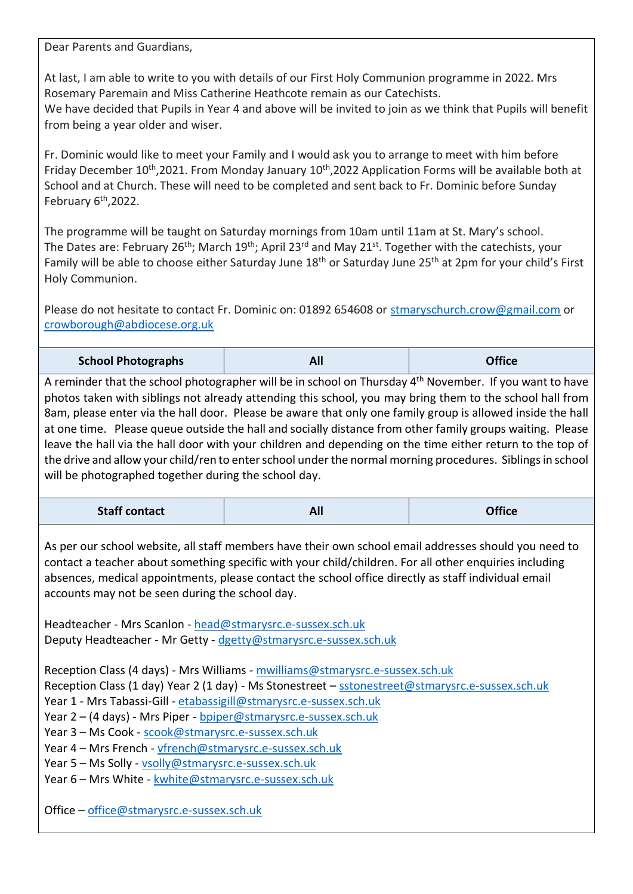Dear Parents and Guardians,

At last, I am able to write to you with details of our First Holy Communion programme in 2022. Mrs Rosemary Paremain and Miss Catherine Heathcote remain as our Catechists.
We have decided that Pupils in Year 4 and above will be invited to join as we think that Pupils will benefit from being a year older and wiser.

Fr. Dominic would like to meet your Family and I would ask you to arrange to meet with him before Friday December 10th,2021. From Monday January 10th,2022 Application Forms will be available both at School and at Church. These will need to be completed and sent back to Fr. Dominic before Sunday February 6th,2022.

The programme will be taught on Saturday mornings from 10am until 11am at St. Mary's school.
The Dates are: February 26th; March 19th; April 23rd and May 21st. Together with the catechists, your Family will be able to choose either Saturday June 18th or Saturday June 25th at 2pm for your child's First Holy Communion.

Please do not hesitate to contact Fr. Dominic on: 01892 654608 or stmaryschurch.crow@gmail.com or crowborough@abdiocese.org.uk

| School Photographs | All | Office |
|---|---|---|

A reminder that the school photographer will be in school on Thursday 4th November. If you want to have photos taken with siblings not already attending this school, you may bring them to the school hall from 8am, please enter via the hall door. Please be aware that only one family group is allowed inside the hall at one time. Please queue outside the hall and socially distance from other family groups waiting. Please leave the hall via the hall door with your children and depending on the time either return to the top of the drive and allow your child/ren to enter school under the normal morning procedures. Siblings in school will be photographed together during the school day.

| Staff contact | All | Office |
|---|---|---|

As per our school website, all staff members have their own school email addresses should you need to contact a teacher about something specific with your child/children. For all other enquiries including absences, medical appointments, please contact the school office directly as staff individual email accounts may not be seen during the school day.

Headteacher - Mrs Scanlon - head@stmarysrc.e-sussex.sch.uk
Deputy Headteacher - Mr Getty - dgetty@stmarysrc.e-sussex.sch.uk

Reception Class (4 days) - Mrs Williams - mwilliams@stmarysrc.e-sussex.sch.uk
Reception Class (1 day) Year 2 (1 day) - Ms Stonestreet – sstonestreet@stmarysrc.e-sussex.sch.uk
Year 1 - Mrs Tabassi-Gill - etabassigill@stmarysrc.e-sussex.sch.uk
Year 2 – (4 days) - Mrs Piper - bpiper@stmarysrc.e-sussex.sch.uk
Year 3 – Ms Cook - scook@stmarysrc.e-sussex.sch.uk
Year 4 – Mrs French - vfrench@stmarysrc.e-sussex.sch.uk
Year 5 – Ms Solly - vsolly@stmarysrc.e-sussex.sch.uk
Year 6 – Mrs White - kwhite@stmarysrc.e-sussex.sch.uk

Office – office@stmarysrc.e-sussex.sch.uk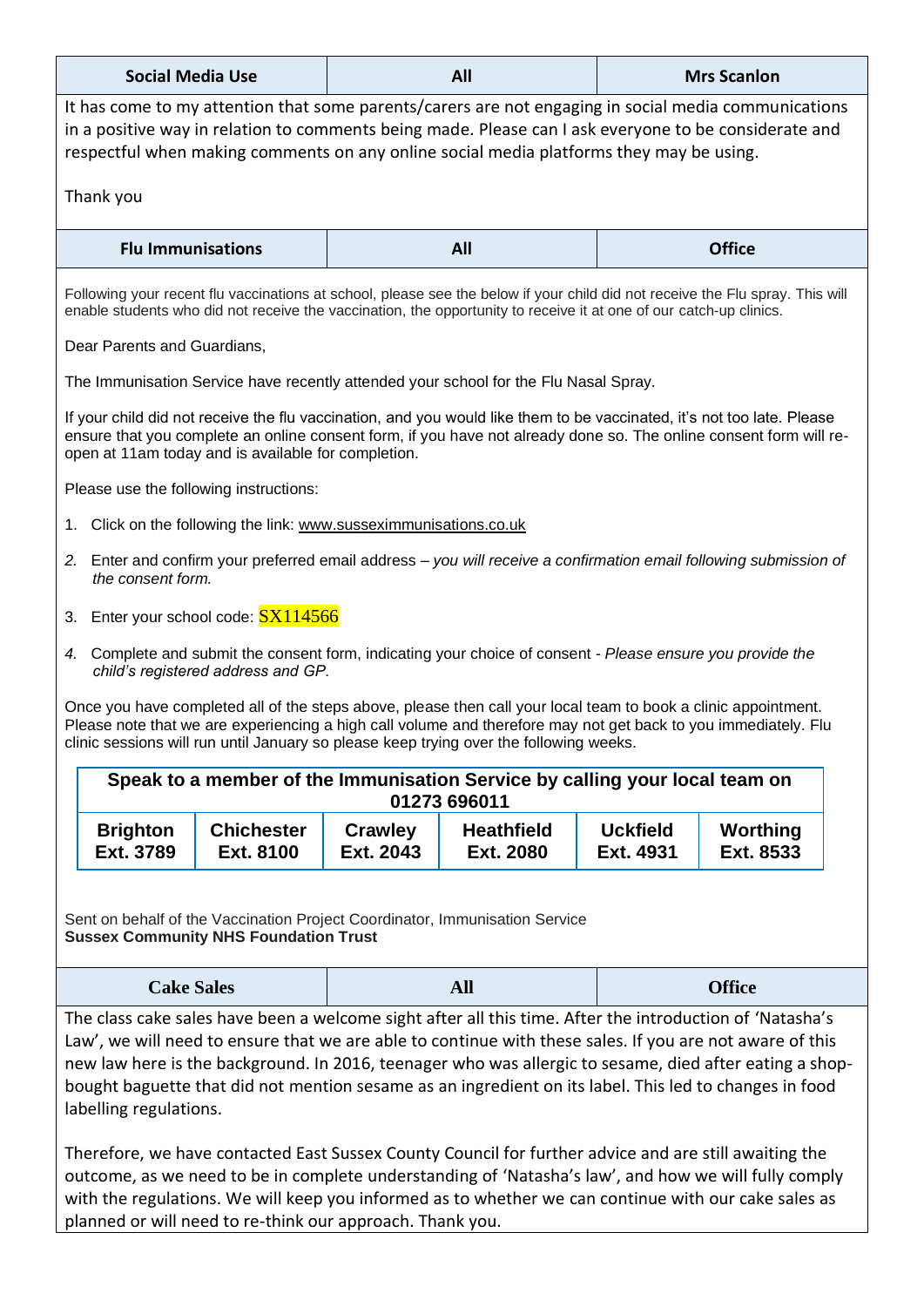| Social Media Use | All | Mrs Scanlon |
| --- | --- | --- |

It has come to my attention that some parents/carers are not engaging in social media communications in a positive way in relation to comments being made. Please can I ask everyone to be considerate and respectful when making comments on any online social media platforms they may be using.

Thank you

| Flu Immunisations | All | Office |
| --- | --- | --- |

Following your recent flu vaccinations at school, please see the below if your child did not receive the Flu spray. This will enable students who did not receive the vaccination, the opportunity to receive it at one of our catch-up clinics.

Dear Parents and Guardians,

The Immunisation Service have recently attended your school for the Flu Nasal Spray.

If your child did not receive the flu vaccination, and you would like them to be vaccinated, it's not too late. Please ensure that you complete an online consent form, if you have not already done so. The online consent form will re-open at 11am today and is available for completion.

Please use the following instructions:

1. Click on the following the link: www.susseximmunisations.co.uk
2. Enter and confirm your preferred email address – *you will receive a confirmation email following submission of the consent form.*
3. Enter your school code: SX114566
4. Complete and submit the consent form, indicating your choice of consent - *Please ensure you provide the child's registered address and GP.*

Once you have completed all of the steps above, please then call your local team to book a clinic appointment. Please note that we are experiencing a high call volume and therefore may not get back to you immediately. Flu clinic sessions will run until January so please keep trying over the following weeks.

| **Speak to a member of the Immunisation Service by calling your local team on 01273 696011** | | | | | |
| --- | --- | --- | --- | --- | --- |
| **Brighton Ext. 3789** | **Chichester Ext. 8100** | **Crawley Ext. 2043** | **Heathfield Ext. 2080** | **Uckfield Ext. 4931** | **Worthing Ext. 8533** |

Sent on behalf of the Vaccination Project Coordinator, Immunisation Service
**Sussex Community NHS Foundation Trust**

| Cake Sales | All | Office |
| --- | --- | --- |

The class cake sales have been a welcome sight after all this time. After the introduction of 'Natasha's Law', we will need to ensure that we are able to continue with these sales. If you are not aware of this new law here is the background. In 2016, teenager who was allergic to sesame, died after eating a shop-bought baguette that did not mention sesame as an ingredient on its label. This led to changes in food labelling regulations.

Therefore, we have contacted East Sussex County Council for further advice and are still awaiting the outcome, as we need to be in complete understanding of 'Natasha's law', and how we will fully comply with the regulations. We will keep you informed as to whether we can continue with our cake sales as planned or will need to re-think our approach. Thank you.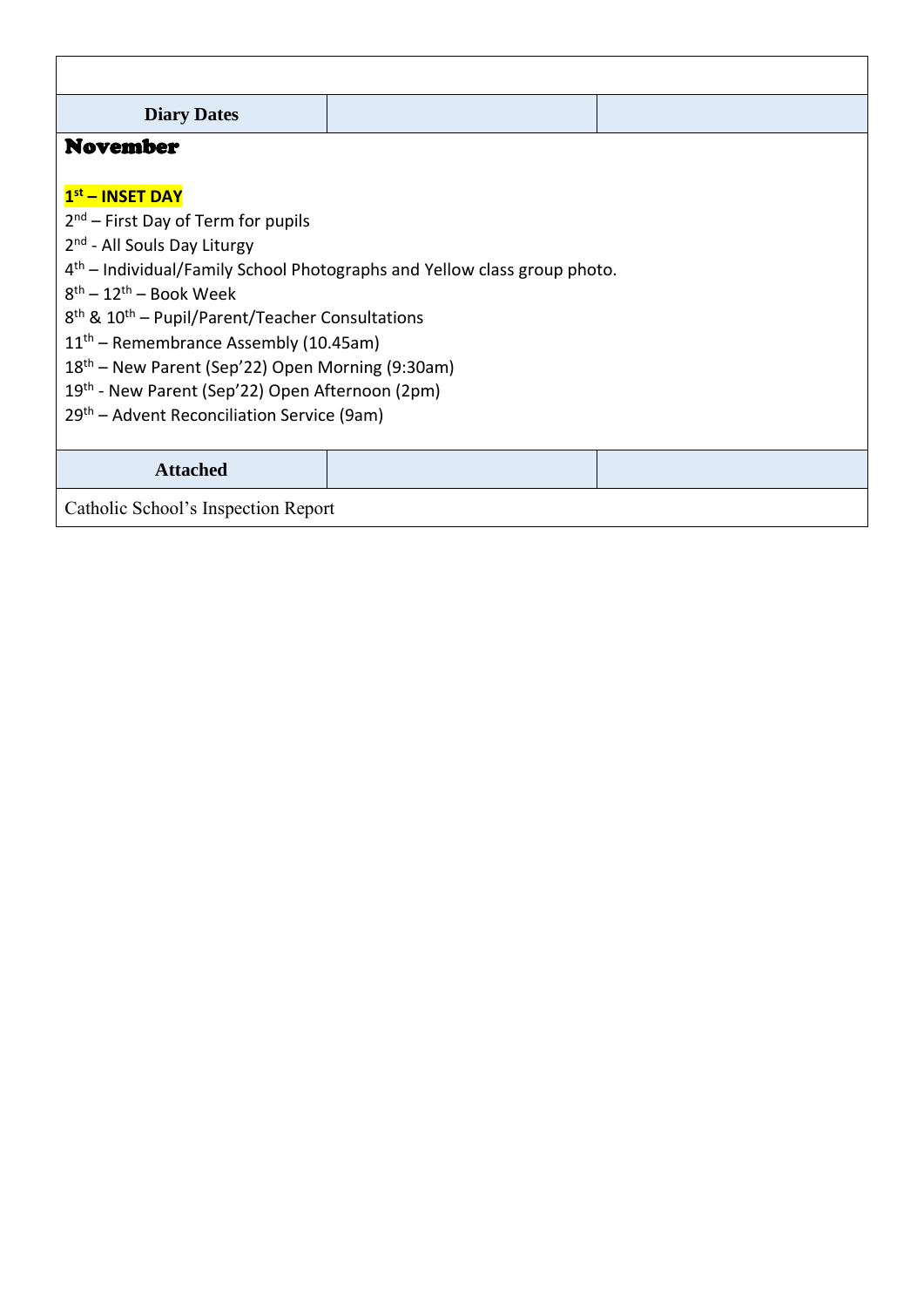| Diary Dates | | |
|---|---|---|

## November

**1st – INSET DAY**

2nd – First Day of Term for pupils

2nd - All Souls Day Liturgy

4th – Individual/Family School Photographs and Yellow class group photo.

8th – 12th – Book Week

8th & 10th – Pupil/Parent/Teacher Consultations

11th – Remembrance Assembly (10.45am)

18th – New Parent (Sep'22) Open Morning (9:30am)

19th - New Parent (Sep'22) Open Afternoon (2pm)

29th – Advent Reconciliation Service (9am)

| Attached | | |
|---|---|---|
| Catholic School's Inspection Report | | |